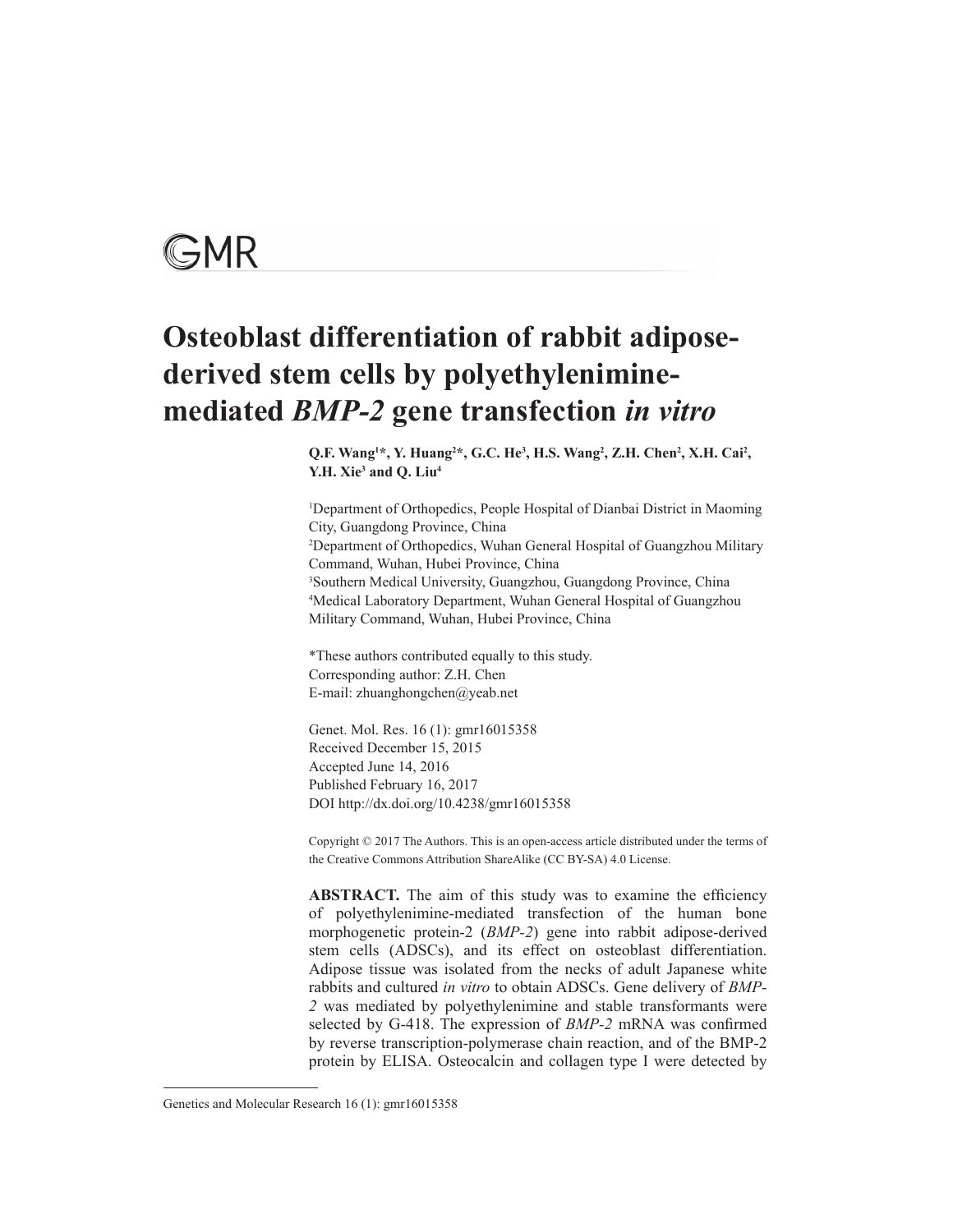GMR

# Osteoblast differentiation of rabbit adipose-derived stem cells by polyethylenimine-mediated *BMP-2* gene transfection *in vitro*

**Q.F. Wang[1]*, Y. Huang[2]*, G.C. He[3], H.S. Wang[2], Z.H. Chen[2], X.H. Cai[2], Y.H. Xie[3] and Q. Liu[4]**

[1]Department of Orthopedics, People Hospital of Dianbai District in Maoming City, Guangdong Province, China
[2]Department of Orthopedics, Wuhan General Hospital of Guangzhou Military Command, Wuhan, Hubei Province, China
[3]Southern Medical University, Guangzhou, Guangdong Province, China
[4]Medical Laboratory Department, Wuhan General Hospital of Guangzhou Military Command, Wuhan, Hubei Province, China

*These authors contributed equally to this study.
Corresponding author: Z.H. Chen
E-mail: zhuanghongchen@yeab.net

Genet. Mol. Res. 16 (1): gmr16015358
Received December 15, 2015
Accepted June 14, 2016
Published February 16, 2017
DOI http://dx.doi.org/10.4238/gmr16015358

Copyright © 2017 The Authors. This is an open-access article distributed under the terms of the Creative Commons Attribution ShareAlike (CC BY-SA) 4.0 License.

**ABSTRACT.** The aim of this study was to examine the efficiency of polyethylenimine-mediated transfection of the human bone morphogenetic protein-2 (*BMP-2*) gene into rabbit adipose-derived stem cells (ADSCs), and its effect on osteoblast differentiation. Adipose tissue was isolated from the necks of adult Japanese white rabbits and cultured *in vitro* to obtain ADSCs. Gene delivery of *BMP-2* was mediated by polyethylenimine and stable transformants were selected by G-418. The expression of *BMP-2* mRNA was confirmed by reverse transcription-polymerase chain reaction, and of the BMP-2 protein by ELISA. Osteocalcin and collagen type I were detected by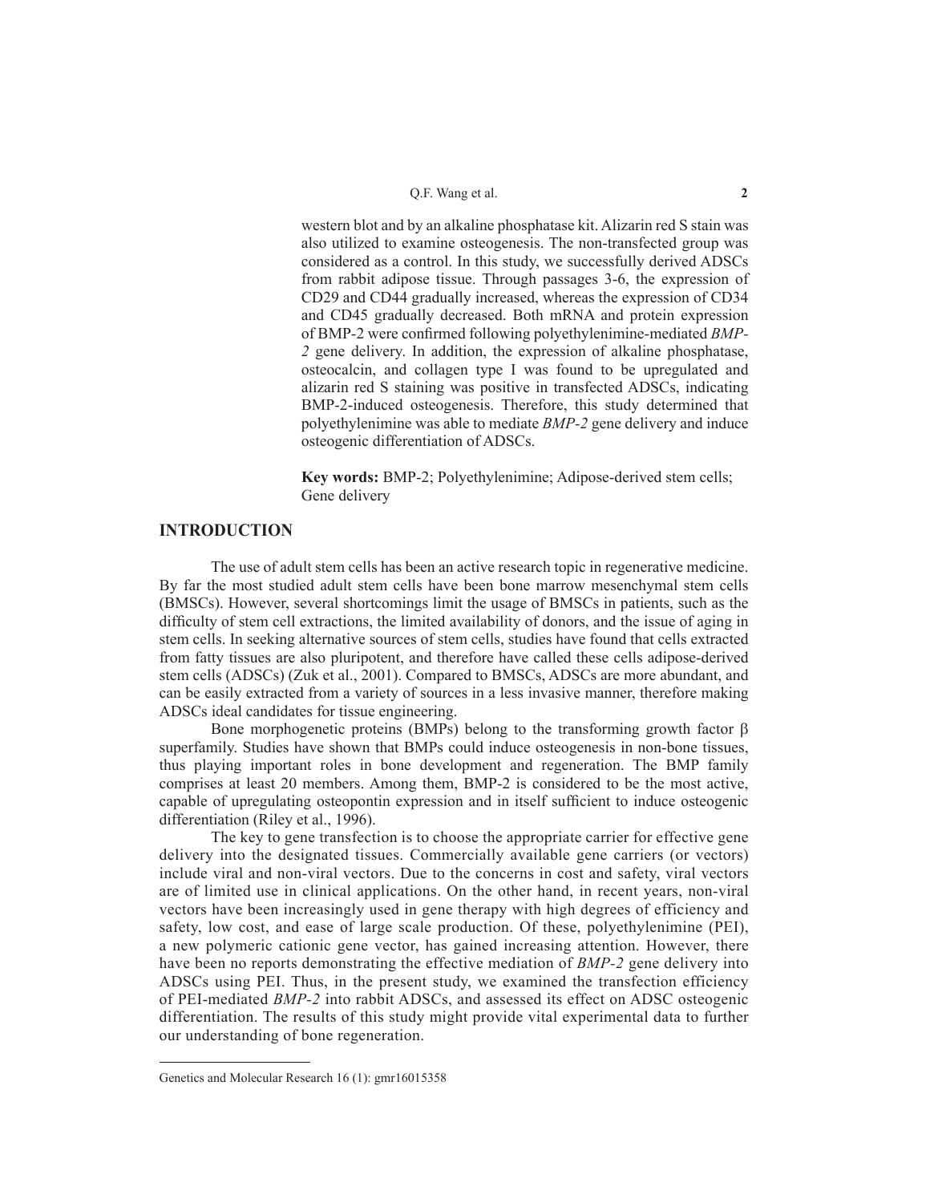western blot and by an alkaline phosphatase kit. Alizarin red S stain was also utilized to examine osteogenesis. The non-transfected group was considered as a control. In this study, we successfully derived ADSCs from rabbit adipose tissue. Through passages 3-6, the expression of CD29 and CD44 gradually increased, whereas the expression of CD34 and CD45 gradually decreased. Both mRNA and protein expression of BMP-2 were confirmed following polyethylenimine-mediated *BMP-2* gene delivery. In addition, the expression of alkaline phosphatase, osteocalcin, and collagen type I was found to be upregulated and alizarin red S staining was positive in transfected ADSCs, indicating BMP-2-induced osteogenesis. Therefore, this study determined that polyethylenimine was able to mediate *BMP-2* gene delivery and induce osteogenic differentiation of ADSCs.

**Key words:** BMP-2; Polyethylenimine; Adipose-derived stem cells; Gene delivery

## INTRODUCTION

The use of adult stem cells has been an active research topic in regenerative medicine. By far the most studied adult stem cells have been bone marrow mesenchymal stem cells (BMSCs). However, several shortcomings limit the usage of BMSCs in patients, such as the difficulty of stem cell extractions, the limited availability of donors, and the issue of aging in stem cells. In seeking alternative sources of stem cells, studies have found that cells extracted from fatty tissues are also pluripotent, and therefore have called these cells adipose-derived stem cells (ADSCs) (Zuk et al., 2001). Compared to BMSCs, ADSCs are more abundant, and can be easily extracted from a variety of sources in a less invasive manner, therefore making ADSCs ideal candidates for tissue engineering.

Bone morphogenetic proteins (BMPs) belong to the transforming growth factor β superfamily. Studies have shown that BMPs could induce osteogenesis in non-bone tissues, thus playing important roles in bone development and regeneration. The BMP family comprises at least 20 members. Among them, BMP-2 is considered to be the most active, capable of upregulating osteopontin expression and in itself sufficient to induce osteogenic differentiation (Riley et al., 1996).

The key to gene transfection is to choose the appropriate carrier for effective gene delivery into the designated tissues. Commercially available gene carriers (or vectors) include viral and non-viral vectors. Due to the concerns in cost and safety, viral vectors are of limited use in clinical applications. On the other hand, in recent years, non-viral vectors have been increasingly used in gene therapy with high degrees of efficiency and safety, low cost, and ease of large scale production. Of these, polyethylenimine (PEI), a new polymeric cationic gene vector, has gained increasing attention. However, there have been no reports demonstrating the effective mediation of *BMP-2* gene delivery into ADSCs using PEI. Thus, in the present study, we examined the transfection efficiency of PEI-mediated *BMP-2* into rabbit ADSCs, and assessed its effect on ADSC osteogenic differentiation. The results of this study might provide vital experimental data to further our understanding of bone regeneration.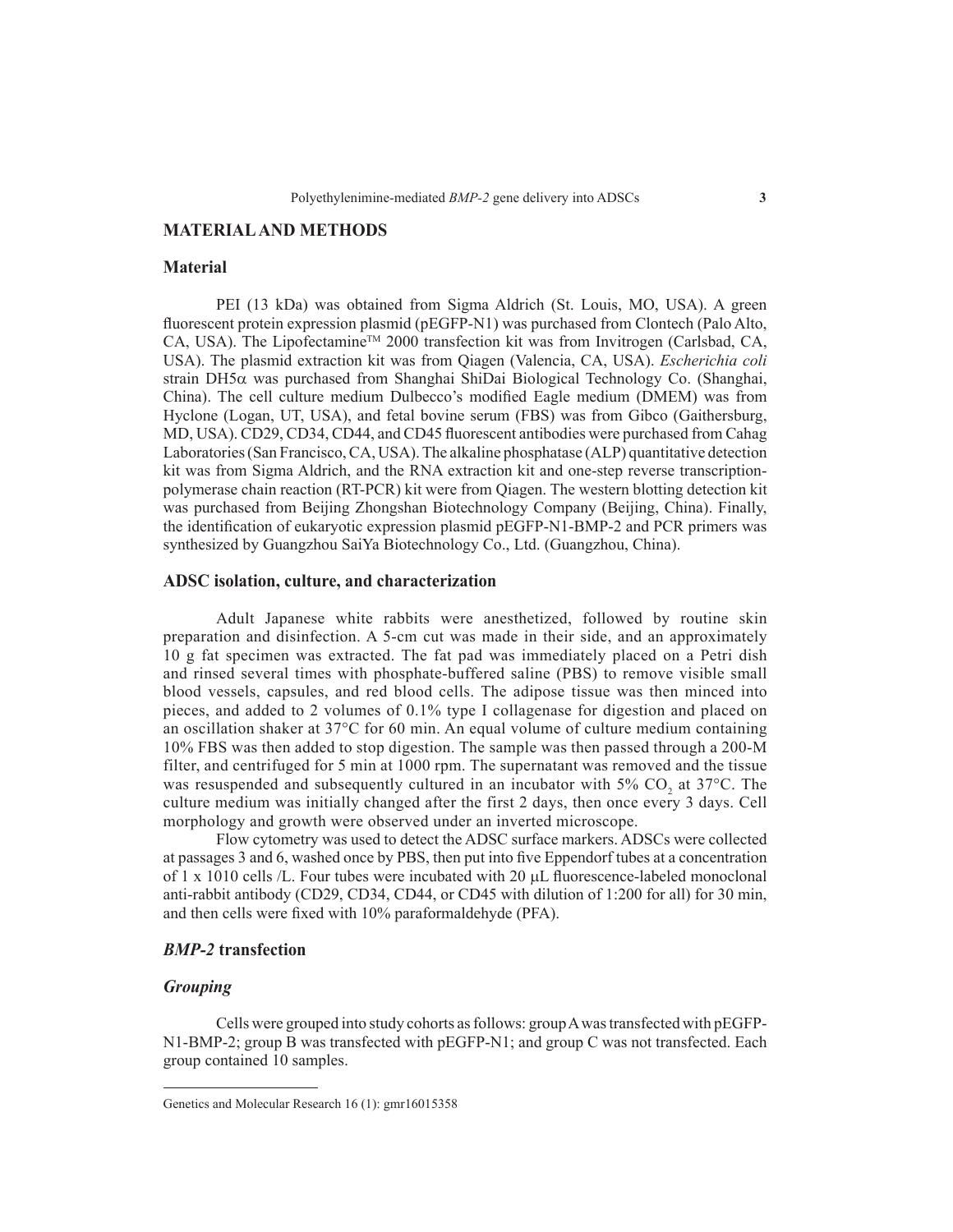## MATERIAL AND METHODS

### Material

PEI (13 kDa) was obtained from Sigma Aldrich (St. Louis, MO, USA). A green fluorescent protein expression plasmid (pEGFP-N1) was purchased from Clontech (Palo Alto, CA, USA). The Lipofectamine™ 2000 transfection kit was from Invitrogen (Carlsbad, CA, USA). The plasmid extraction kit was from Qiagen (Valencia, CA, USA). *Escherichia coli* strain DH5α was purchased from Shanghai ShiDai Biological Technology Co. (Shanghai, China). The cell culture medium Dulbecco's modified Eagle medium (DMEM) was from Hyclone (Logan, UT, USA), and fetal bovine serum (FBS) was from Gibco (Gaithersburg, MD, USA). CD29, CD34, CD44, and CD45 fluorescent antibodies were purchased from Cahag Laboratories (San Francisco, CA, USA). The alkaline phosphatase (ALP) quantitative detection kit was from Sigma Aldrich, and the RNA extraction kit and one-step reverse transcription-polymerase chain reaction (RT-PCR) kit were from Qiagen. The western blotting detection kit was purchased from Beijing Zhongshan Biotechnology Company (Beijing, China). Finally, the identification of eukaryotic expression plasmid pEGFP-N1-BMP-2 and PCR primers was synthesized by Guangzhou SaiYa Biotechnology Co., Ltd. (Guangzhou, China).

### ADSC isolation, culture, and characterization

Adult Japanese white rabbits were anesthetized, followed by routine skin preparation and disinfection. A 5-cm cut was made in their side, and an approximately 10 g fat specimen was extracted. The fat pad was immediately placed on a Petri dish and rinsed several times with phosphate-buffered saline (PBS) to remove visible small blood vessels, capsules, and red blood cells. The adipose tissue was then minced into pieces, and added to 2 volumes of 0.1% type I collagenase for digestion and placed on an oscillation shaker at 37°C for 60 min. An equal volume of culture medium containing 10% FBS was then added to stop digestion. The sample was then passed through a 200-M filter, and centrifuged for 5 min at 1000 rpm. The supernatant was removed and the tissue was resuspended and subsequently cultured in an incubator with 5% $CO_2$ at 37°C. The culture medium was initially changed after the first 2 days, then once every 3 days. Cell morphology and growth were observed under an inverted microscope.

Flow cytometry was used to detect the ADSC surface markers. ADSCs were collected at passages 3 and 6, washed once by PBS, then put into five Eppendorf tubes at a concentration of 1 x 1010 cells /L. Four tubes were incubated with 20 μL fluorescence-labeled monoclonal anti-rabbit antibody (CD29, CD34, CD44, or CD45 with dilution of 1:200 for all) for 30 min, and then cells were fixed with 10% paraformaldehyde (PFA).

### *BMP-2* transfection

#### *Grouping*

Cells were grouped into study cohorts as follows: group A was transfected with pEGFP-N1-BMP-2; group B was transfected with pEGFP-N1; and group C was not transfected. Each group contained 10 samples.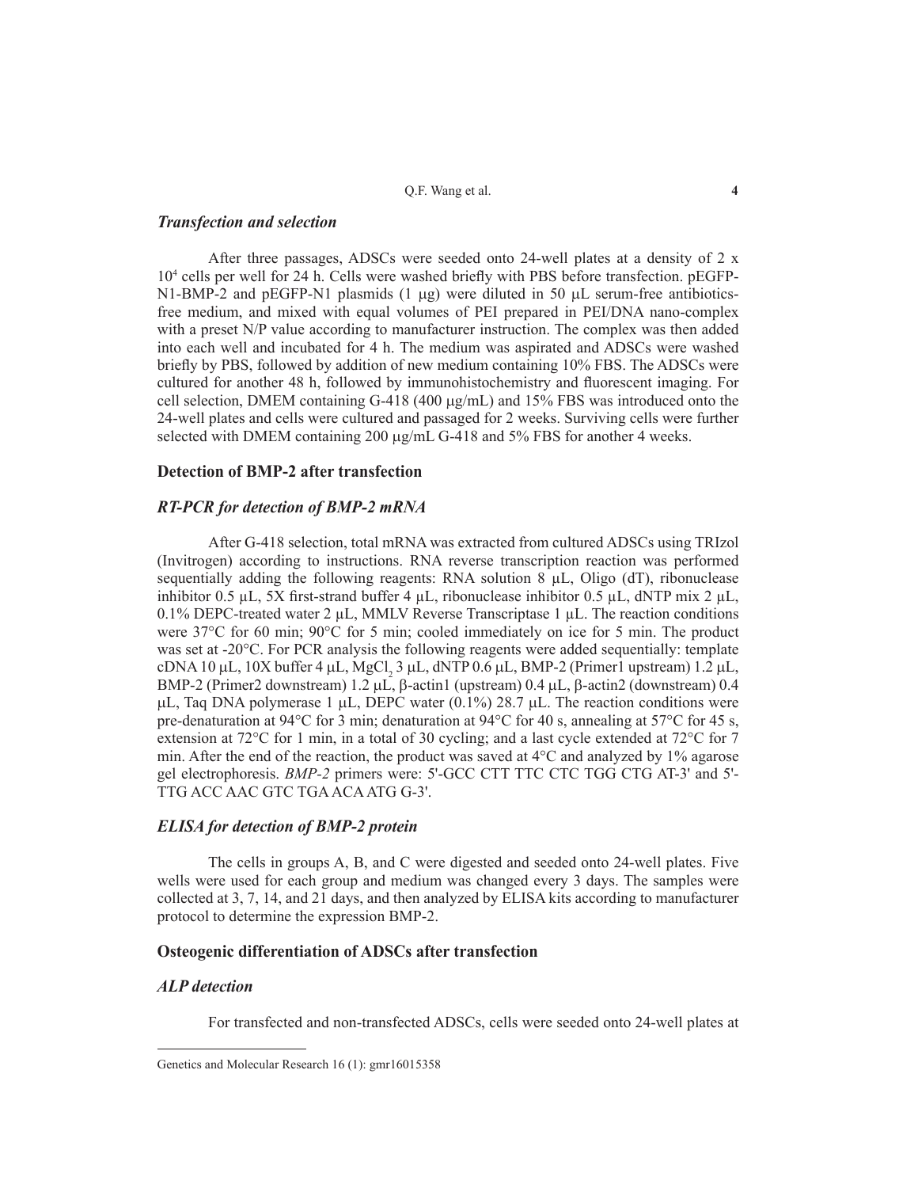### *Transfection and selection*

After three passages, ADSCs were seeded onto 24-well plates at a density of 2 x $10^4$ cells per well for 24 h. Cells were washed briefly with PBS before transfection. pEGFP-N1-BMP-2 and pEGFP-N1 plasmids (1 μg) were diluted in 50 μL serum-free antibiotics-free medium, and mixed with equal volumes of PEI prepared in PEI/DNA nano-complex with a preset N/P value according to manufacturer instruction. The complex was then added into each well and incubated for 4 h. The medium was aspirated and ADSCs were washed briefly by PBS, followed by addition of new medium containing 10% FBS. The ADSCs were cultured for another 48 h, followed by immunohistochemistry and fluorescent imaging. For cell selection, DMEM containing G-418 (400 μg/mL) and 15% FBS was introduced onto the 24-well plates and cells were cultured and passaged for 2 weeks. Surviving cells were further selected with DMEM containing 200 μg/mL G-418 and 5% FBS for another 4 weeks.

## Detection of BMP-2 after transfection

### *RT-PCR for detection of BMP-2 mRNA*

After G-418 selection, total mRNA was extracted from cultured ADSCs using TRIzol (Invitrogen) according to instructions. RNA reverse transcription reaction was performed sequentially adding the following reagents: RNA solution 8 μL, Oligo (dT), ribonuclease inhibitor 0.5 μL, 5X first-strand buffer 4 μL, ribonuclease inhibitor 0.5 μL, dNTP mix 2 μL, 0.1% DEPC-treated water 2 μL, MMLV Reverse Transcriptase 1 μL. The reaction conditions were 37°C for 60 min; 90°C for 5 min; cooled immediately on ice for 5 min. The product was set at -20°C. For PCR analysis the following reagents were added sequentially: template cDNA 10 μL, 10X buffer 4 μL, $MgCl_2$ 3 μL, dNTP 0.6 μL, BMP-2 (Primer1 upstream) 1.2 μL, BMP-2 (Primer2 downstream) 1.2 μL, β-actin1 (upstream) 0.4 μL, β-actin2 (downstream) 0.4 μL, Taq DNA polymerase 1 μL, DEPC water (0.1%) 28.7 μL. The reaction conditions were pre-denaturation at 94°C for 3 min; denaturation at 94°C for 40 s, annealing at 57°C for 45 s, extension at 72°C for 1 min, in a total of 30 cycling; and a last cycle extended at 72°C for 7 min. After the end of the reaction, the product was saved at 4°C and analyzed by 1% agarose gel electrophoresis. *BMP-2* primers were: 5'-GCC CTT TTC CTC TGG CTG AT-3' and 5'-TTG ACC AAC GTC TGA ACA ATG G-3'.

### *ELISA for detection of BMP-2 protein*

The cells in groups A, B, and C were digested and seeded onto 24-well plates. Five wells were used for each group and medium was changed every 3 days. The samples were collected at 3, 7, 14, and 21 days, and then analyzed by ELISA kits according to manufacturer protocol to determine the expression BMP-2.

## Osteogenic differentiation of ADSCs after transfection

### *ALP detection*

For transfected and non-transfected ADSCs, cells were seeded onto 24-well plates at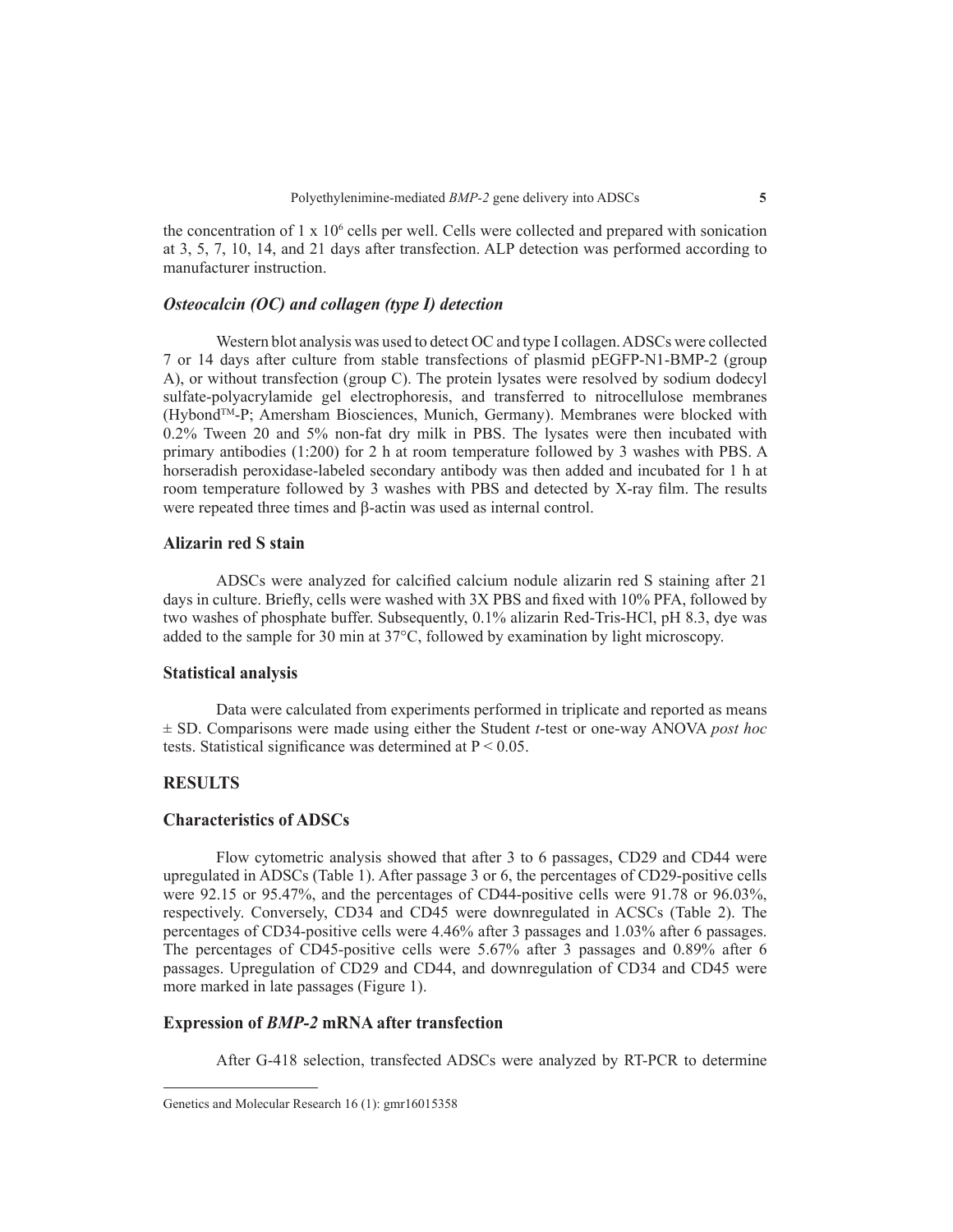the concentration of 1 x $10^6$ cells per well. Cells were collected and prepared with sonication at 3, 5, 7, 10, 14, and 21 days after transfection. ALP detection was performed according to manufacturer instruction.

### *Osteocalcin (OC) and collagen (type I) detection*

Western blot analysis was used to detect OC and type I collagen. ADSCs were collected 7 or 14 days after culture from stable transfections of plasmid pEGFP-N1-BMP-2 (group A), or without transfection (group C). The protein lysates were resolved by sodium dodecyl sulfate-polyacrylamide gel electrophoresis, and transferred to nitrocellulose membranes (Hybond™-P; Amersham Biosciences, Munich, Germany). Membranes were blocked with 0.2% Tween 20 and 5% non-fat dry milk in PBS. The lysates were then incubated with primary antibodies (1:200) for 2 h at room temperature followed by 3 washes with PBS. A horseradish peroxidase-labeled secondary antibody was then added and incubated for 1 h at room temperature followed by 3 washes with PBS and detected by X-ray film. The results were repeated three times and β-actin was used as internal control.

## Alizarin red S stain

ADSCs were analyzed for calcified calcium nodule alizarin red S staining after 21 days in culture. Briefly, cells were washed with 3X PBS and fixed with 10% PFA, followed by two washes of phosphate buffer. Subsequently, 0.1% alizarin Red-Tris-HCl, pH 8.3, dye was added to the sample for 30 min at 37°C, followed by examination by light microscopy.

## Statistical analysis

Data were calculated from experiments performed in triplicate and reported as means ± SD. Comparisons were made using either the Student *t*-test or one-way ANOVA *post hoc* tests. Statistical significance was determined at $P < 0.05$.

# RESULTS

## Characteristics of ADSCs

Flow cytometric analysis showed that after 3 to 6 passages, CD29 and CD44 were upregulated in ADSCs (Table 1). After passage 3 or 6, the percentages of CD29-positive cells were 92.15 or 95.47%, and the percentages of CD44-positive cells were 91.78 or 96.03%, respectively. Conversely, CD34 and CD45 were downregulated in ACSCs (Table 2). The percentages of CD34-positive cells were 4.46% after 3 passages and 1.03% after 6 passages. The percentages of CD45-positive cells were 5.67% after 3 passages and 0.89% after 6 passages. Upregulation of CD29 and CD44, and downregulation of CD34 and CD45 were more marked in late passages (Figure 1).

## Expression of *BMP-2* mRNA after transfection

After G-418 selection, transfected ADSCs were analyzed by RT-PCR to determine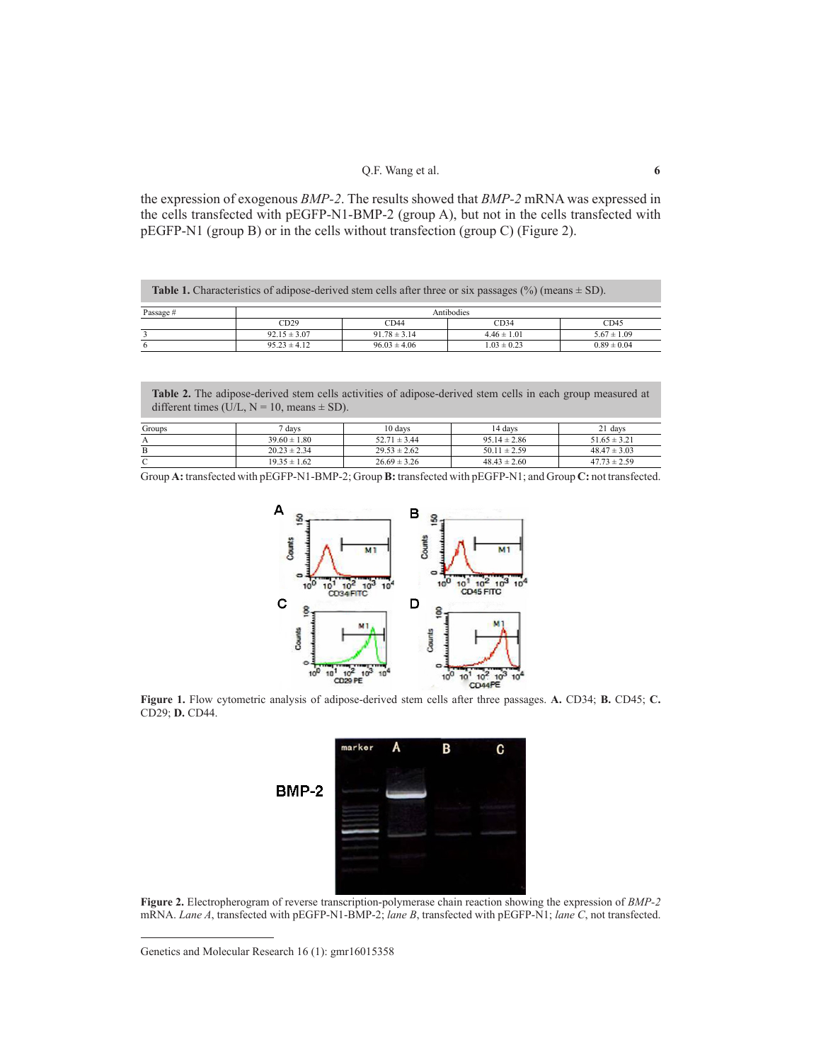the expression of exogenous *BMP-2*. The results showed that *BMP-2* mRNA was expressed in the cells transfected with pEGFP-N1-BMP-2 (group A), but not in the cells transfected with pEGFP-N1 (group B) or in the cells without transfection (group C) (Figure 2).

**Table 1.** Characteristics of adipose-derived stem cells after three or six passages (%) (means ± SD).

| Passage # | Antibodies | | | |
|---|---|---|---|---|
| | CD29 | CD44 | CD34 | CD45 |
| 3 | 92.15 ± 3.07 | 91.78 ± 3.14 | 4.46 ± 1.01 | 5.67 ± 1.09 |
| 6 | 95.23 ± 4.12 | 96.03 ± 4.06 | 1.03 ± 0.23 | 0.89 ± 0.04 |

**Table 2.** The adipose-derived stem cells activities of adipose-derived stem cells in each group measured at different times (U/L, N = 10, means ± SD).

| Groups | 7 days | 10 days | 14 days | 21 days |
|---|---|---|---|---|
| A | 39.60 ± 1.80 | 52.71 ± 3.44 | 95.14 ± 2.86 | 51.65 ± 3.21 |
| B | 20.23 ± 2.34 | 29.53 ± 2.62 | 50.11 ± 2.59 | 48.47 ± 3.03 |
| C | 19.35 ± 1.62 | 26.69 ± 3.26 | 48.43 ± 2.60 | 47.73 ± 2.59 |

Group **A:** transfected with pEGFP-N1-BMP-2; Group **B:** transfected with pEGFP-N1; and Group **C:** not transfected.

**Figure 1.** Flow cytometric analysis of adipose-derived stem cells after three passages. **A.** CD34; **B.** CD45; **C.** CD29; **D.** CD44.

**Figure 2.** Electropherogram of reverse transcription-polymerase chain reaction showing the expression of *BMP-2* mRNA. *Lane A*, transfected with pEGFP-N1-BMP-2; *lane B*, transfected with pEGFP-N1; *lane C*, not transfected.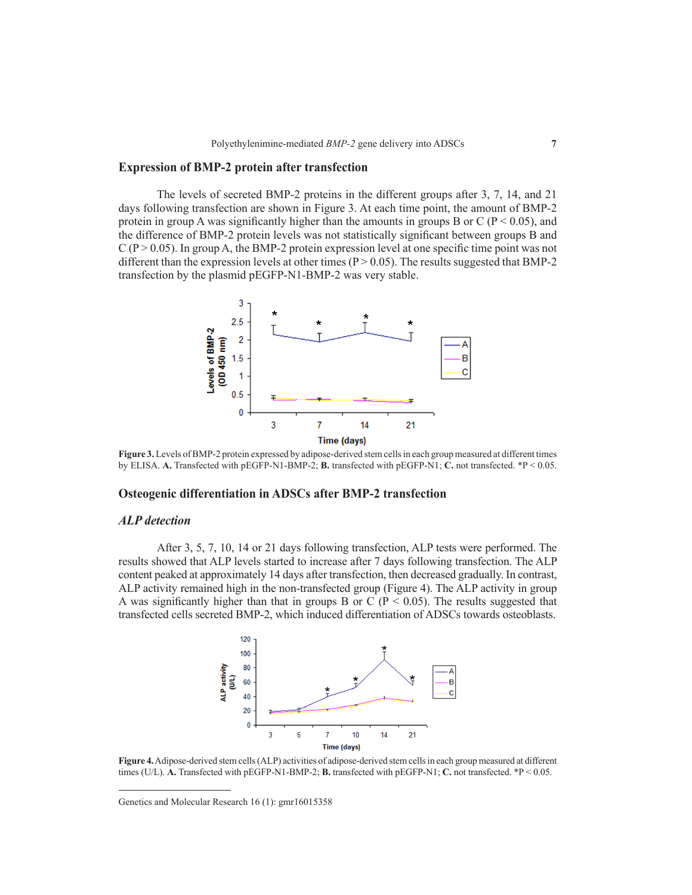## Expression of BMP-2 protein after transfection

The levels of secreted BMP-2 proteins in the different groups after 3, 7, 14, and 21 days following transfection are shown in Figure 3. At each time point, the amount of BMP-2 protein in group A was significantly higher than the amounts in groups B or C ($P < 0.05$), and the difference of BMP-2 protein levels was not statistically significant between groups B and C ($P > 0.05$). In group A, the BMP-2 protein expression level at one specific time point was not different than the expression levels at other times ($P > 0.05$). The results suggested that BMP-2 transfection by the plasmid pEGFP-N1-BMP-2 was very stable.

**Figure 3.** Levels of BMP-2 protein expressed by adipose-derived stem cells in each group measured at different times by ELISA. **A.** Transfected with pEGFP-N1-BMP-2; **B.** transfected with pEGFP-N1; **C.** not transfected. *$P < 0.05$.

## Osteogenic differentiation in ADSCs after BMP-2 transfection

### *ALP detection*

After 3, 5, 7, 10, 14 or 21 days following transfection, ALP tests were performed. The results showed that ALP levels started to increase after 7 days following transfection. The ALP content peaked at approximately 14 days after transfection, then decreased gradually. In contrast, ALP activity remained high in the non-transfected group (Figure 4). The ALP activity in group A was significantly higher than that in groups B or C ($P < 0.05$). The results suggested that transfected cells secreted BMP-2, which induced differentiation of ADSCs towards osteoblasts.

**Figure 4.** Adipose-derived stem cells (ALP) activities of adipose-derived stem cells in each group measured at different times (U/L). **A.** Transfected with pEGFP-N1-BMP-2; **B.** transfected with pEGFP-N1; **C.** not transfected. *$P < 0.05$.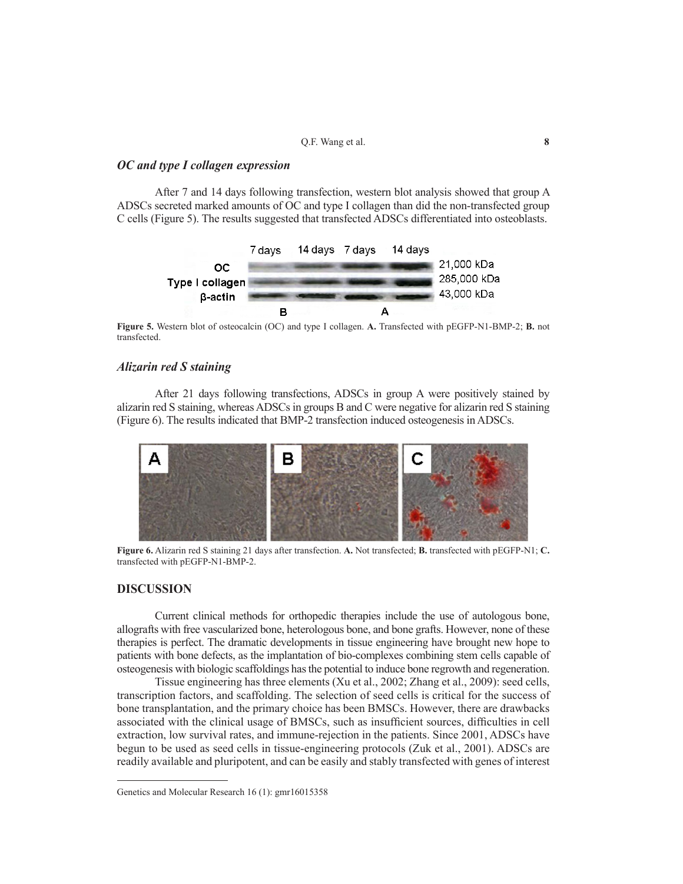### *OC and type I collagen expression*

After 7 and 14 days following transfection, western blot analysis showed that group A ADSCs secreted marked amounts of OC and type I collagen than did the non-transfected group C cells (Figure 5). The results suggested that transfected ADSCs differentiated into osteoblasts.

**Figure 5.** Western blot of osteocalcin (OC) and type I collagen. **A.** Transfected with pEGFP-N1-BMP-2; **B.** not transfected.

### *Alizarin red S staining*

After 21 days following transfections, ADSCs in group A were positively stained by alizarin red S staining, whereas ADSCs in groups B and C were negative for alizarin red S staining (Figure 6). The results indicated that BMP-2 transfection induced osteogenesis in ADSCs.

**Figure 6.** Alizarin red S staining 21 days after transfection. **A.** Not transfected; **B.** transfected with pEGFP-N1; **C.** transfected with pEGFP-N1-BMP-2.

## DISCUSSION

Current clinical methods for orthopedic therapies include the use of autologous bone, allografts with free vascularized bone, heterologous bone, and bone grafts. However, none of these therapies is perfect. The dramatic developments in tissue engineering have brought new hope to patients with bone defects, as the implantation of bio-complexes combining stem cells capable of osteogenesis with biologic scaffoldings has the potential to induce bone regrowth and regeneration.

Tissue engineering has three elements (Xu et al., 2002; Zhang et al., 2009): seed cells, transcription factors, and scaffolding. The selection of seed cells is critical for the success of bone transplantation, and the primary choice has been BMSCs. However, there are drawbacks associated with the clinical usage of BMSCs, such as insufficient sources, difficulties in cell extraction, low survival rates, and immune-rejection in the patients. Since 2001, ADSCs have begun to be used as seed cells in tissue-engineering protocols (Zuk et al., 2001). ADSCs are readily available and pluripotent, and can be easily and stably transfected with genes of interest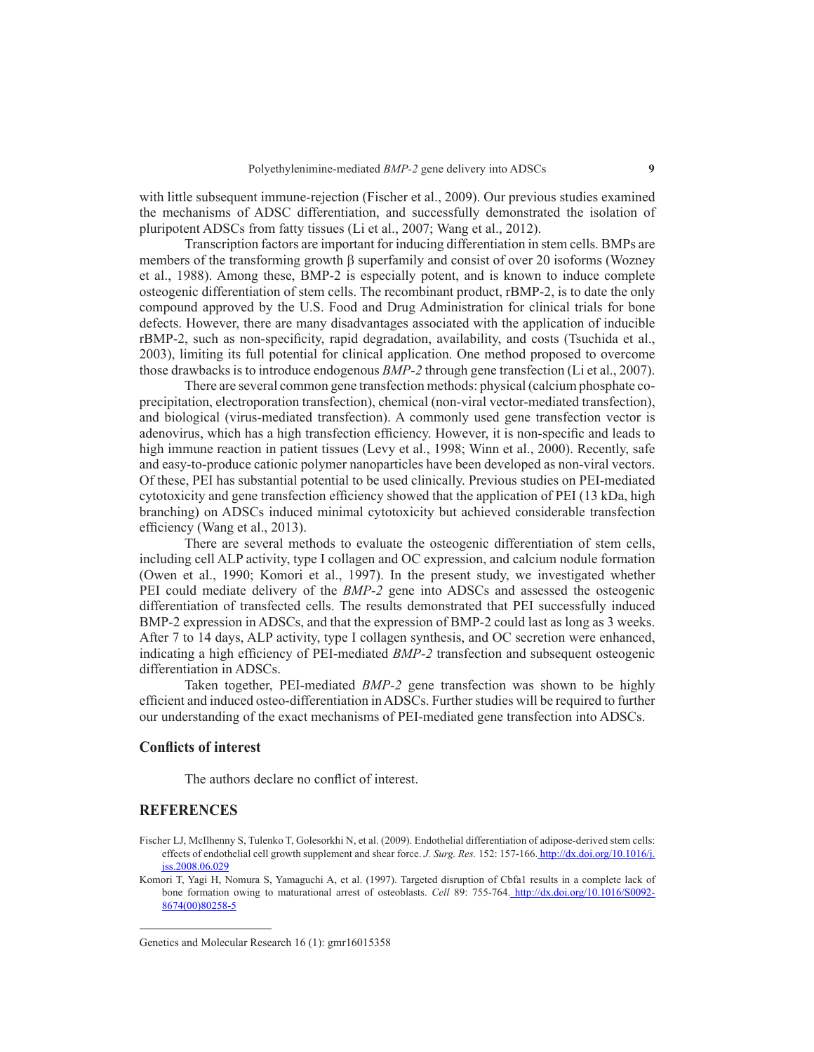with little subsequent immune-rejection (Fischer et al., 2009). Our previous studies examined the mechanisms of ADSC differentiation, and successfully demonstrated the isolation of pluripotent ADSCs from fatty tissues (Li et al., 2007; Wang et al., 2012).

Transcription factors are important for inducing differentiation in stem cells. BMPs are members of the transforming growth β superfamily and consist of over 20 isoforms (Wozney et al., 1988). Among these, BMP-2 is especially potent, and is known to induce complete osteogenic differentiation of stem cells. The recombinant product, rBMP-2, is to date the only compound approved by the U.S. Food and Drug Administration for clinical trials for bone defects. However, there are many disadvantages associated with the application of inducible rBMP-2, such as non-specificity, rapid degradation, availability, and costs (Tsuchida et al., 2003), limiting its full potential for clinical application. One method proposed to overcome those drawbacks is to introduce endogenous *BMP-2* through gene transfection (Li et al., 2007).

There are several common gene transfection methods: physical (calcium phosphate co-precipitation, electroporation transfection), chemical (non-viral vector-mediated transfection), and biological (virus-mediated transfection). A commonly used gene transfection vector is adenovirus, which has a high transfection efficiency. However, it is non-specific and leads to high immune reaction in patient tissues (Levy et al., 1998; Winn et al., 2000). Recently, safe and easy-to-produce cationic polymer nanoparticles have been developed as non-viral vectors. Of these, PEI has substantial potential to be used clinically. Previous studies on PEI-mediated cytotoxicity and gene transfection efficiency showed that the application of PEI (13 kDa, high branching) on ADSCs induced minimal cytotoxicity but achieved considerable transfection efficiency (Wang et al., 2013).

There are several methods to evaluate the osteogenic differentiation of stem cells, including cell ALP activity, type I collagen and OC expression, and calcium nodule formation (Owen et al., 1990; Komori et al., 1997). In the present study, we investigated whether PEI could mediate delivery of the *BMP-2* gene into ADSCs and assessed the osteogenic differentiation of transfected cells. The results demonstrated that PEI successfully induced BMP-2 expression in ADSCs, and that the expression of BMP-2 could last as long as 3 weeks. After 7 to 14 days, ALP activity, type I collagen synthesis, and OC secretion were enhanced, indicating a high efficiency of PEI-mediated *BMP-2* transfection and subsequent osteogenic differentiation in ADSCs.

Taken together, PEI-mediated *BMP-2* gene transfection was shown to be highly efficient and induced osteo-differentiation in ADSCs. Further studies will be required to further our understanding of the exact mechanisms of PEI-mediated gene transfection into ADSCs.

## Conflicts of interest

The authors declare no conflict of interest.

## REFERENCES

Fischer LJ, McIlhenny S, Tulenko T, Golesorkhi N, et al. (2009). Endothelial differentiation of adipose-derived stem cells: effects of endothelial cell growth supplement and shear force. *J. Surg. Res.* 152: 157-166. http://dx.doi.org/10.1016/j.jss.2008.06.029

Komori T, Yagi H, Nomura S, Yamaguchi A, et al. (1997). Targeted disruption of Cbfa1 results in a complete lack of bone formation owing to maturational arrest of osteoblasts. *Cell* 89: 755-764. http://dx.doi.org/10.1016/S0092-8674(00)80258-5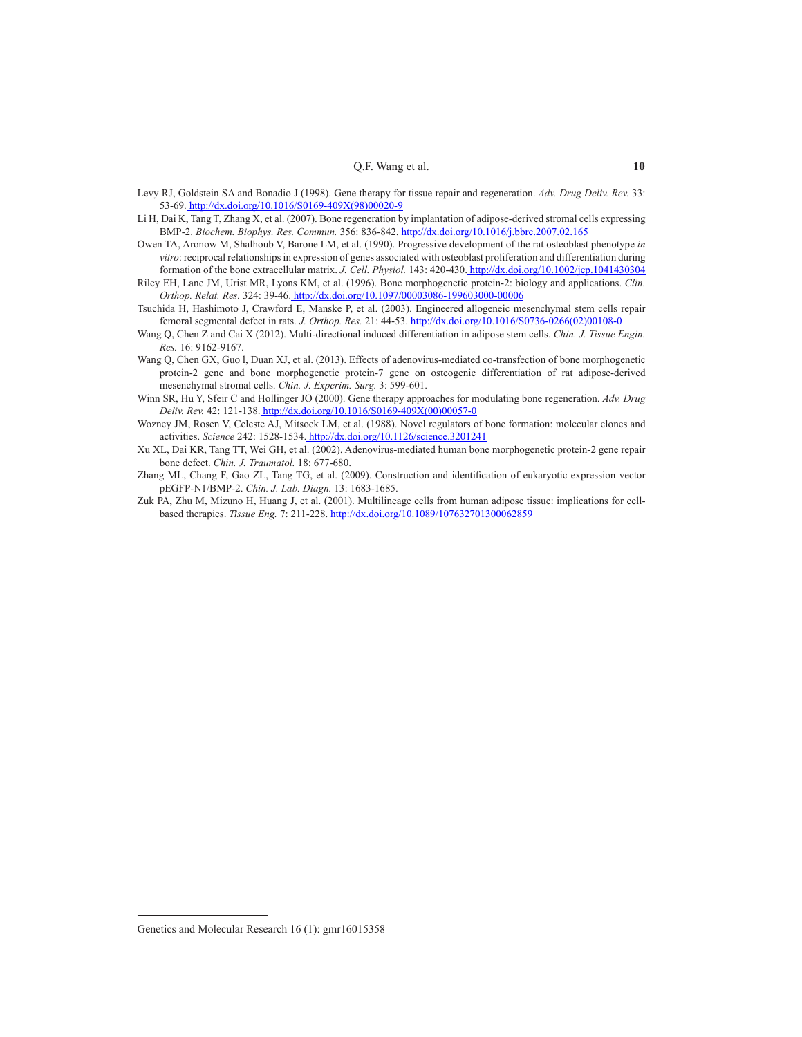Levy RJ, Goldstein SA and Bonadio J (1998). Gene therapy for tissue repair and regeneration. *Adv. Drug Deliv. Rev.* 33: 53-69. http://dx.doi.org/10.1016/S0169-409X(98)00020-9

Li H, Dai K, Tang T, Zhang X, et al. (2007). Bone regeneration by implantation of adipose-derived stromal cells expressing BMP-2. *Biochem. Biophys. Res. Commun.* 356: 836-842. http://dx.doi.org/10.1016/j.bbrc.2007.02.165

Owen TA, Aronow M, Shalhoub V, Barone LM, et al. (1990). Progressive development of the rat osteoblast phenotype *in vitro*: reciprocal relationships in expression of genes associated with osteoblast proliferation and differentiation during formation of the bone extracellular matrix. *J. Cell. Physiol.* 143: 420-430. http://dx.doi.org/10.1002/jcp.1041430304

Riley EH, Lane JM, Urist MR, Lyons KM, et al. (1996). Bone morphogenetic protein-2: biology and applications. *Clin. Orthop. Relat. Res.* 324: 39-46. http://dx.doi.org/10.1097/00003086-199603000-00006

Tsuchida H, Hashimoto J, Crawford E, Manske P, et al. (2003). Engineered allogeneic mesenchymal stem cells repair femoral segmental defect in rats. *J. Orthop. Res.* 21: 44-53. http://dx.doi.org/10.1016/S0736-0266(02)00108-0

Wang Q, Chen Z and Cai X (2012). Multi-directional induced differentiation in adipose stem cells. *Chin. J. Tissue Engin. Res.* 16: 9162-9167.

Wang Q, Chen GX, Guo l, Duan XJ, et al. (2013). Effects of adenovirus-mediated co-transfection of bone morphogenetic protein-2 gene and bone morphogenetic protein-7 gene on osteogenic differentiation of rat adipose-derived mesenchymal stromal cells. *Chin. J. Experim. Surg.* 3: 599-601.

Winn SR, Hu Y, Sfeir C and Hollinger JO (2000). Gene therapy approaches for modulating bone regeneration. *Adv. Drug Deliv. Rev.* 42: 121-138. http://dx.doi.org/10.1016/S0169-409X(00)00057-0

Wozney JM, Rosen V, Celeste AJ, Mitsock LM, et al. (1988). Novel regulators of bone formation: molecular clones and activities. *Science* 242: 1528-1534. http://dx.doi.org/10.1126/science.3201241

Xu XL, Dai KR, Tang TT, Wei GH, et al. (2002). Adenovirus-mediated human bone morphogenetic protein-2 gene repair bone defect. *Chin. J. Traumatol.* 18: 677-680.

Zhang ML, Chang F, Gao ZL, Tang TG, et al. (2009). Construction and identification of eukaryotic expression vector pEGFP-N1/BMP-2. *Chin. J. Lab. Diagn.* 13: 1683-1685.

Zuk PA, Zhu M, Mizuno H, Huang J, et al. (2001). Multilineage cells from human adipose tissue: implications for cell-based therapies. *Tissue Eng.* 7: 211-228. http://dx.doi.org/10.1089/107632701300062859